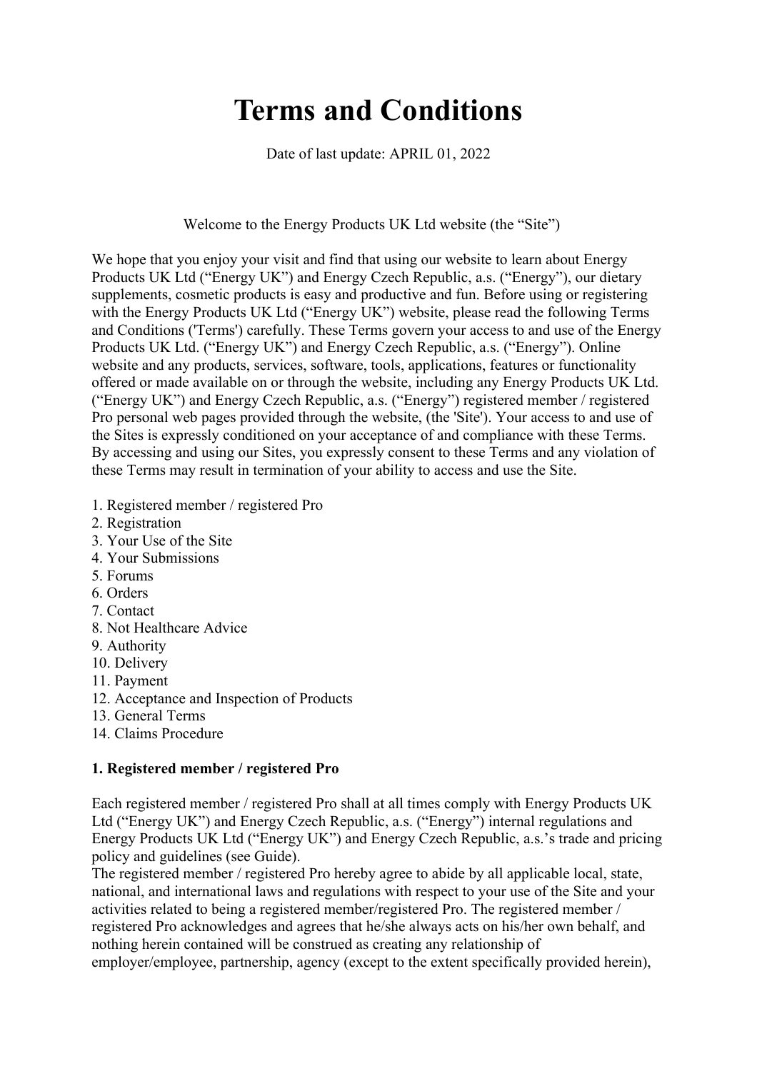# Terms and Conditions

Date of last update: APRIL 01, 2022

Welcome to the Energy Products UK Ltd website (the “Site”)

We hope that you enjoy your visit and find that using our website to learn about Energy Products UK Ltd (“Energy UK”) and Energy Czech Republic, a.s. (“Energy”), our dietary supplements, cosmetic products is easy and productive and fun. Before using or registering with the Energy Products UK Ltd (“Energy UK”) website, please read the following Terms and Conditions ('Terms') carefully. These Terms govern your access to and use of the Energy Products UK Ltd. (“Energy UK”) and Energy Czech Republic, a.s. (“Energy”). Online website and any products, services, software, tools, applications, features or functionality offered or made available on or through the website, including any Energy Products UK Ltd. (“Energy UK”) and Energy Czech Republic, a.s. (“Energy”) registered member / registered Pro personal web pages provided through the website, (the 'Site'). Your access to and use of the Sites is expressly conditioned on your acceptance of and compliance with these Terms. By accessing and using our Sites, you expressly consent to these Terms and any violation of these Terms may result in termination of your ability to access and use the Site.

1. Registered member / registered Pro
2. Registration
3. Your Use of the Site
4. Your Submissions
5. Forums
6. Orders
7. Contact
8. Not Healthcare Advice
9. Authority
10. Delivery
11. Payment
12. Acceptance and Inspection of Products
13. General Terms
14. Claims Procedure

**1. Registered member / registered Pro**

Each registered member / registered Pro shall at all times comply with Energy Products UK Ltd (“Energy UK”) and Energy Czech Republic, a.s. (“Energy”) internal regulations and Energy Products UK Ltd (“Energy UK”) and Energy Czech Republic, a.s.’s trade and pricing policy and guidelines (see Guide).
The registered member / registered Pro hereby agree to abide by all applicable local, state, national, and international laws and regulations with respect to your use of the Site and your activities related to being a registered member/registered Pro. The registered member / registered Pro acknowledges and agrees that he/she always acts on his/her own behalf, and nothing herein contained will be construed as creating any relationship of employer/employee, partnership, agency (except to the extent specifically provided herein),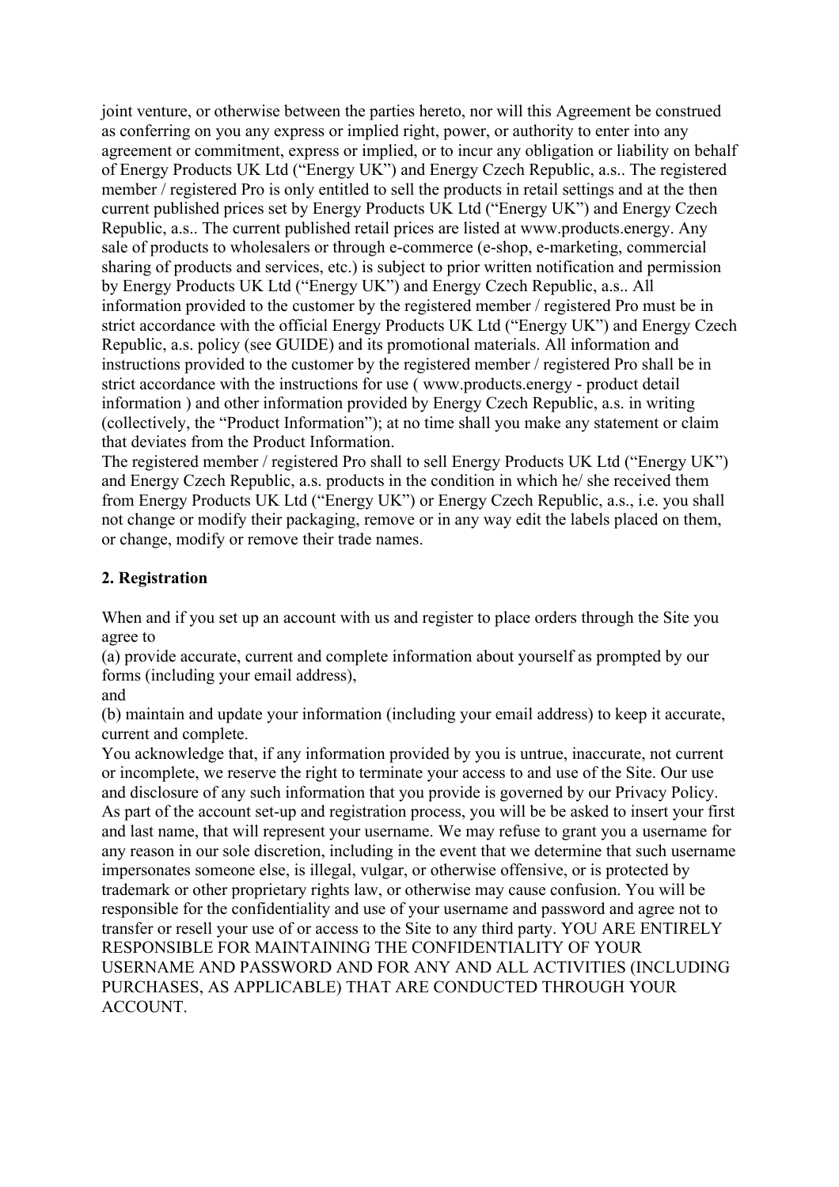joint venture, or otherwise between the parties hereto, nor will this Agreement be construed as conferring on you any express or implied right, power, or authority to enter into any agreement or commitment, express or implied, or to incur any obligation or liability on behalf of Energy Products UK Ltd ("Energy UK") and Energy Czech Republic, a.s.. The registered member / registered Pro is only entitled to sell the products in retail settings and at the then current published prices set by Energy Products UK Ltd ("Energy UK") and Energy Czech Republic, a.s.. The current published retail prices are listed at www.products.energy. Any sale of products to wholesalers or through e-commerce (e-shop, e-marketing, commercial sharing of products and services, etc.) is subject to prior written notification and permission by Energy Products UK Ltd ("Energy UK") and Energy Czech Republic, a.s.. All information provided to the customer by the registered member / registered Pro must be in strict accordance with the official Energy Products UK Ltd ("Energy UK") and Energy Czech Republic, a.s. policy (see GUIDE) and its promotional materials. All information and instructions provided to the customer by the registered member / registered Pro shall be in strict accordance with the instructions for use ( www.products.energy - product detail information ) and other information provided by Energy Czech Republic, a.s. in writing (collectively, the "Product Information"); at no time shall you make any statement or claim that deviates from the Product Information.
The registered member / registered Pro shall to sell Energy Products UK Ltd ("Energy UK") and Energy Czech Republic, a.s. products in the condition in which he/ she received them from Energy Products UK Ltd ("Energy UK") or Energy Czech Republic, a.s., i.e. you shall not change or modify their packaging, remove or in any way edit the labels placed on them, or change, modify or remove their trade names.

## 2. Registration

When and if you set up an account with us and register to place orders through the Site you agree to
(a) provide accurate, current and complete information about yourself as prompted by our forms (including your email address),
and
(b) maintain and update your information (including your email address) to keep it accurate, current and complete.
You acknowledge that, if any information provided by you is untrue, inaccurate, not current or incomplete, we reserve the right to terminate your access to and use of the Site. Our use and disclosure of any such information that you provide is governed by our Privacy Policy. As part of the account set-up and registration process, you will be be asked to insert your first and last name, that will represent your username. We may refuse to grant you a username for any reason in our sole discretion, including in the event that we determine that such username impersonates someone else, is illegal, vulgar, or otherwise offensive, or is protected by trademark or other proprietary rights law, or otherwise may cause confusion. You will be responsible for the confidentiality and use of your username and password and agree not to transfer or resell your use of or access to the Site to any third party. YOU ARE ENTIRELY RESPONSIBLE FOR MAINTAINING THE CONFIDENTIALITY OF YOUR USERNAME AND PASSWORD AND FOR ANY AND ALL ACTIVITIES (INCLUDING PURCHASES, AS APPLICABLE) THAT ARE CONDUCTED THROUGH YOUR ACCOUNT.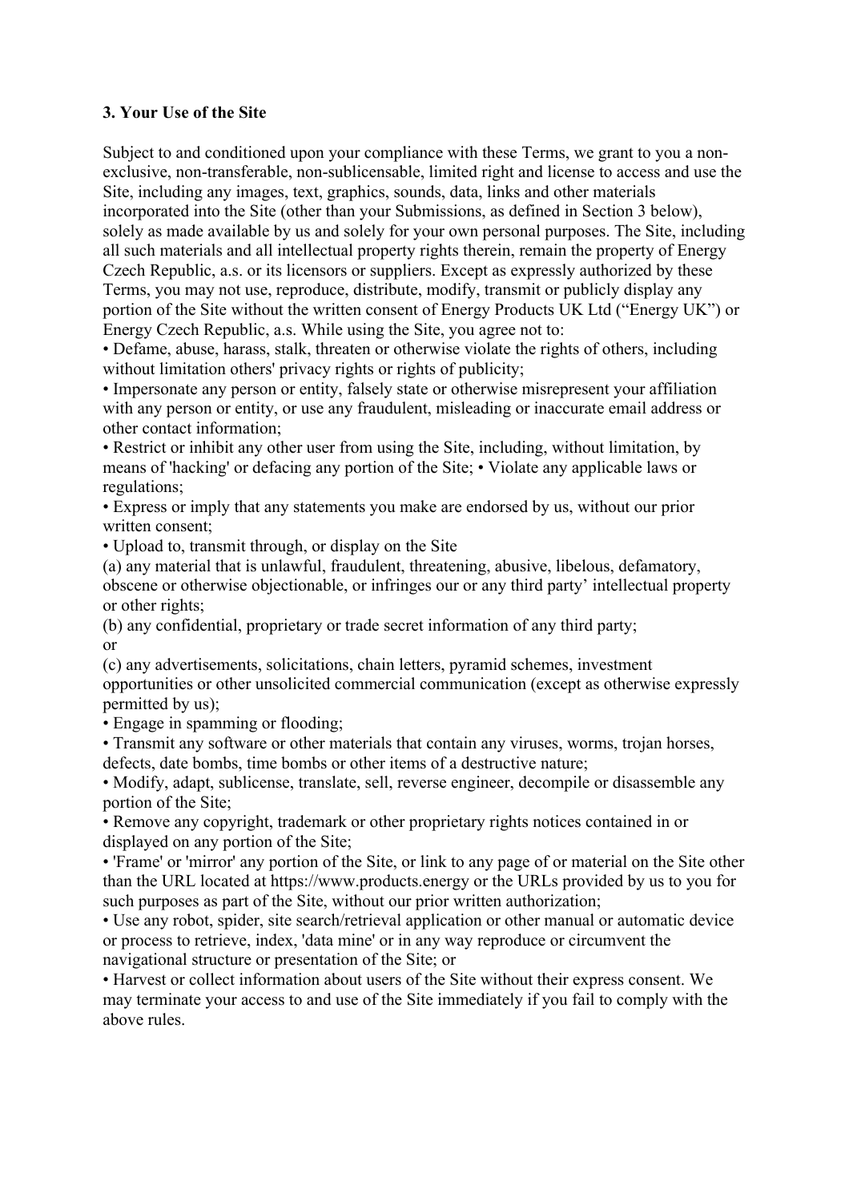### 3. Your Use of the Site

Subject to and conditioned upon your compliance with these Terms, we grant to you a non-exclusive, non-transferable, non-sublicensable, limited right and license to access and use the Site, including any images, text, graphics, sounds, data, links and other materials incorporated into the Site (other than your Submissions, as defined in Section 3 below), solely as made available by us and solely for your own personal purposes. The Site, including all such materials and all intellectual property rights therein, remain the property of Energy Czech Republic, a.s. or its licensors or suppliers. Except as expressly authorized by these Terms, you may not use, reproduce, distribute, modify, transmit or publicly display any portion of the Site without the written consent of Energy Products UK Ltd ("Energy UK") or Energy Czech Republic, a.s. While using the Site, you agree not to:

- Defame, abuse, harass, stalk, threaten or otherwise violate the rights of others, including without limitation others' privacy rights or rights of publicity;
- Impersonate any person or entity, falsely state or otherwise misrepresent your affiliation with any person or entity, or use any fraudulent, misleading or inaccurate email address or other contact information;
- Restrict or inhibit any other user from using the Site, including, without limitation, by means of 'hacking' or defacing any portion of the Site; • Violate any applicable laws or regulations;
- Express or imply that any statements you make are endorsed by us, without our prior written consent;
- Upload to, transmit through, or display on the Site

(a) any material that is unlawful, fraudulent, threatening, abusive, libelous, defamatory, obscene or otherwise objectionable, or infringes our or any third party' intellectual property or other rights;

(b) any confidential, proprietary or trade secret information of any third party;
or

(c) any advertisements, solicitations, chain letters, pyramid schemes, investment opportunities or other unsolicited commercial communication (except as otherwise expressly permitted by us);

- Engage in spamming or flooding;
- Transmit any software or other materials that contain any viruses, worms, trojan horses, defects, date bombs, time bombs or other items of a destructive nature;
- Modify, adapt, sublicense, translate, sell, reverse engineer, decompile or disassemble any portion of the Site;
- Remove any copyright, trademark or other proprietary rights notices contained in or displayed on any portion of the Site;
- 'Frame' or 'mirror' any portion of the Site, or link to any page of or material on the Site other than the URL located at https://www.products.energy or the URLs provided by us to you for such purposes as part of the Site, without our prior written authorization;
- Use any robot, spider, site search/retrieval application or other manual or automatic device or process to retrieve, index, 'data mine' or in any way reproduce or circumvent the navigational structure or presentation of the Site; or
- Harvest or collect information about users of the Site without their express consent. We may terminate your access to and use of the Site immediately if you fail to comply with the above rules.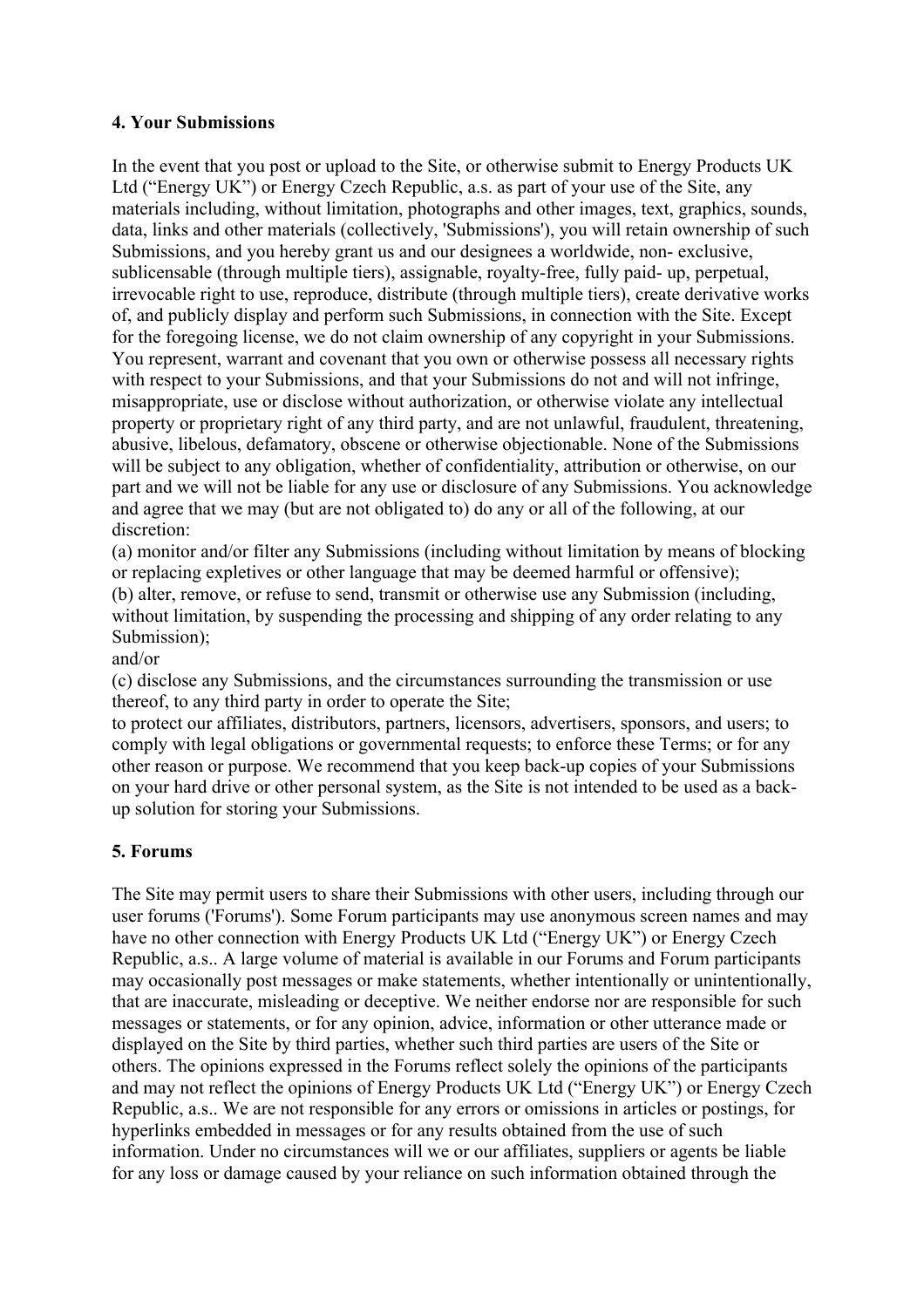### 4. Your Submissions

In the event that you post or upload to the Site, or otherwise submit to Energy Products UK Ltd ("Energy UK") or Energy Czech Republic, a.s. as part of your use of the Site, any materials including, without limitation, photographs and other images, text, graphics, sounds, data, links and other materials (collectively, 'Submissions'), you will retain ownership of such Submissions, and you hereby grant us and our designees a worldwide, non- exclusive, sublicensable (through multiple tiers), assignable, royalty-free, fully paid- up, perpetual, irrevocable right to use, reproduce, distribute (through multiple tiers), create derivative works of, and publicly display and perform such Submissions, in connection with the Site. Except for the foregoing license, we do not claim ownership of any copyright in your Submissions. You represent, warrant and covenant that you own or otherwise possess all necessary rights with respect to your Submissions, and that your Submissions do not and will not infringe, misappropriate, use or disclose without authorization, or otherwise violate any intellectual property or proprietary right of any third party, and are not unlawful, fraudulent, threatening, abusive, libelous, defamatory, obscene or otherwise objectionable. None of the Submissions will be subject to any obligation, whether of confidentiality, attribution or otherwise, on our part and we will not be liable for any use or disclosure of any Submissions. You acknowledge and agree that we may (but are not obligated to) do any or all of the following, at our discretion:

(a) monitor and/or filter any Submissions (including without limitation by means of blocking or replacing expletives or other language that may be deemed harmful or offensive);

(b) alter, remove, or refuse to send, transmit or otherwise use any Submission (including, without limitation, by suspending the processing and shipping of any order relating to any Submission);

and/or

(c) disclose any Submissions, and the circumstances surrounding the transmission or use thereof, to any third party in order to operate the Site;

to protect our affiliates, distributors, partners, licensors, advertisers, sponsors, and users; to comply with legal obligations or governmental requests; to enforce these Terms; or for any other reason or purpose. We recommend that you keep back-up copies of your Submissions on your hard drive or other personal system, as the Site is not intended to be used as a back-up solution for storing your Submissions.

### 5. Forums

The Site may permit users to share their Submissions with other users, including through our user forums ('Forums'). Some Forum participants may use anonymous screen names and may have no other connection with Energy Products UK Ltd ("Energy UK") or Energy Czech Republic, a.s.. A large volume of material is available in our Forums and Forum participants may occasionally post messages or make statements, whether intentionally or unintentionally, that are inaccurate, misleading or deceptive. We neither endorse nor are responsible for such messages or statements, or for any opinion, advice, information or other utterance made or displayed on the Site by third parties, whether such third parties are users of the Site or others. The opinions expressed in the Forums reflect solely the opinions of the participants and may not reflect the opinions of Energy Products UK Ltd ("Energy UK") or Energy Czech Republic, a.s.. We are not responsible for any errors or omissions in articles or postings, for hyperlinks embedded in messages or for any results obtained from the use of such information. Under no circumstances will we or our affiliates, suppliers or agents be liable for any loss or damage caused by your reliance on such information obtained through the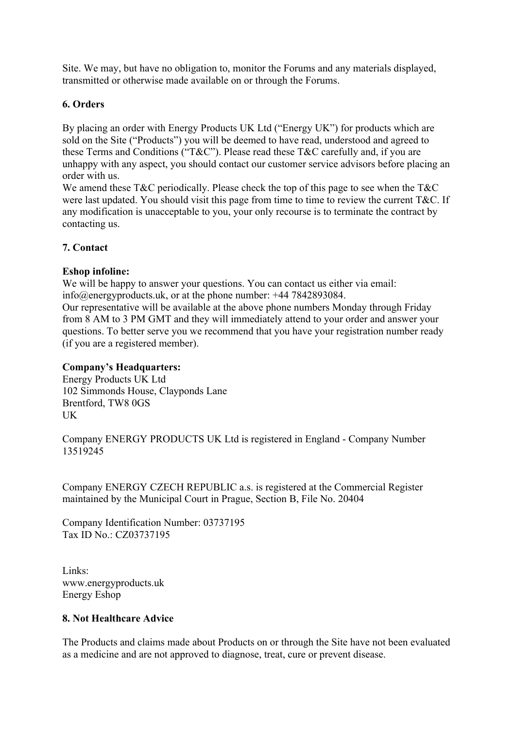Site. We may, but have no obligation to, monitor the Forums and any materials displayed, transmitted or otherwise made available on or through the Forums.

### 6. Orders

By placing an order with Energy Products UK Ltd ("Energy UK") for products which are sold on the Site ("Products") you will be deemed to have read, understood and agreed to these Terms and Conditions ("T&C"). Please read these T&C carefully and, if you are unhappy with any aspect, you should contact our customer service advisors before placing an order with us.
We amend these T&C periodically. Please check the top of this page to see when the T&C were last updated. You should visit this page from time to time to review the current T&C. If any modification is unacceptable to you, your only recourse is to terminate the contract by contacting us.

### 7. Contact

**Eshop infoline:**
We will be happy to answer your questions. You can contact us either via email: info@energyproducts.uk, or at the phone number: +44 7842893084.
Our representative will be available at the above phone numbers Monday through Friday from 8 AM to 3 PM GMT and they will immediately attend to your order and answer your questions. To better serve you we recommend that you have your registration number ready (if you are a registered member).

**Company's Headquarters:**
Energy Products UK Ltd
102 Simmonds House, Clayponds Lane
Brentford, TW8 0GS
UK

Company ENERGY PRODUCTS UK Ltd is registered in England - Company Number 13519245

Company ENERGY CZECH REPUBLIC a.s. is registered at the Commercial Register maintained by the Municipal Court in Prague, Section B, File No. 20404

Company Identification Number: 03737195
Tax ID No.: CZ03737195

Links:
www.energyproducts.uk
Energy Eshop

### 8. Not Healthcare Advice

The Products and claims made about Products on or through the Site have not been evaluated as a medicine and are not approved to diagnose, treat, cure or prevent disease.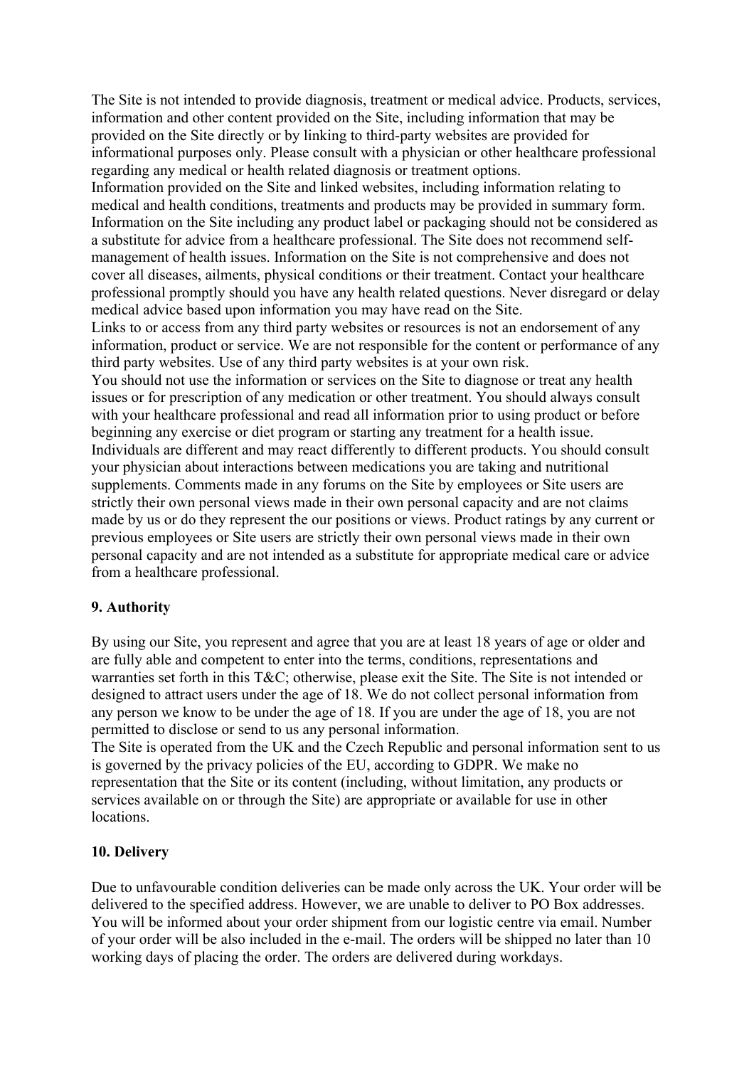The Site is not intended to provide diagnosis, treatment or medical advice. Products, services, information and other content provided on the Site, including information that may be provided on the Site directly or by linking to third-party websites are provided for informational purposes only. Please consult with a physician or other healthcare professional regarding any medical or health related diagnosis or treatment options.

Information provided on the Site and linked websites, including information relating to medical and health conditions, treatments and products may be provided in summary form. Information on the Site including any product label or packaging should not be considered as a substitute for advice from a healthcare professional. The Site does not recommend self-management of health issues. Information on the Site is not comprehensive and does not cover all diseases, ailments, physical conditions or their treatment. Contact your healthcare professional promptly should you have any health related questions. Never disregard or delay medical advice based upon information you may have read on the Site.

Links to or access from any third party websites or resources is not an endorsement of any information, product or service. We are not responsible for the content or performance of any third party websites. Use of any third party websites is at your own risk.

You should not use the information or services on the Site to diagnose or treat any health issues or for prescription of any medication or other treatment. You should always consult with your healthcare professional and read all information prior to using product or before beginning any exercise or diet program or starting any treatment for a health issue. Individuals are different and may react differently to different products. You should consult your physician about interactions between medications you are taking and nutritional supplements. Comments made in any forums on the Site by employees or Site users are strictly their own personal views made in their own personal capacity and are not claims made by us or do they represent the our positions or views. Product ratings by any current or previous employees or Site users are strictly their own personal views made in their own personal capacity and are not intended as a substitute for appropriate medical care or advice from a healthcare professional.

**9. Authority**

By using our Site, you represent and agree that you are at least 18 years of age or older and are fully able and competent to enter into the terms, conditions, representations and warranties set forth in this T&C; otherwise, please exit the Site. The Site is not intended or designed to attract users under the age of 18. We do not collect personal information from any person we know to be under the age of 18. If you are under the age of 18, you are not permitted to disclose or send to us any personal information.

The Site is operated from the UK and the Czech Republic and personal information sent to us is governed by the privacy policies of the EU, according to GDPR. We make no representation that the Site or its content (including, without limitation, any products or services available on or through the Site) are appropriate or available for use in other locations.

**10. Delivery**

Due to unfavourable condition deliveries can be made only across the UK. Your order will be delivered to the specified address. However, we are unable to deliver to PO Box addresses. You will be informed about your order shipment from our logistic centre via email. Number of your order will be also included in the e-mail. The orders will be shipped no later than 10 working days of placing the order. The orders are delivered during workdays.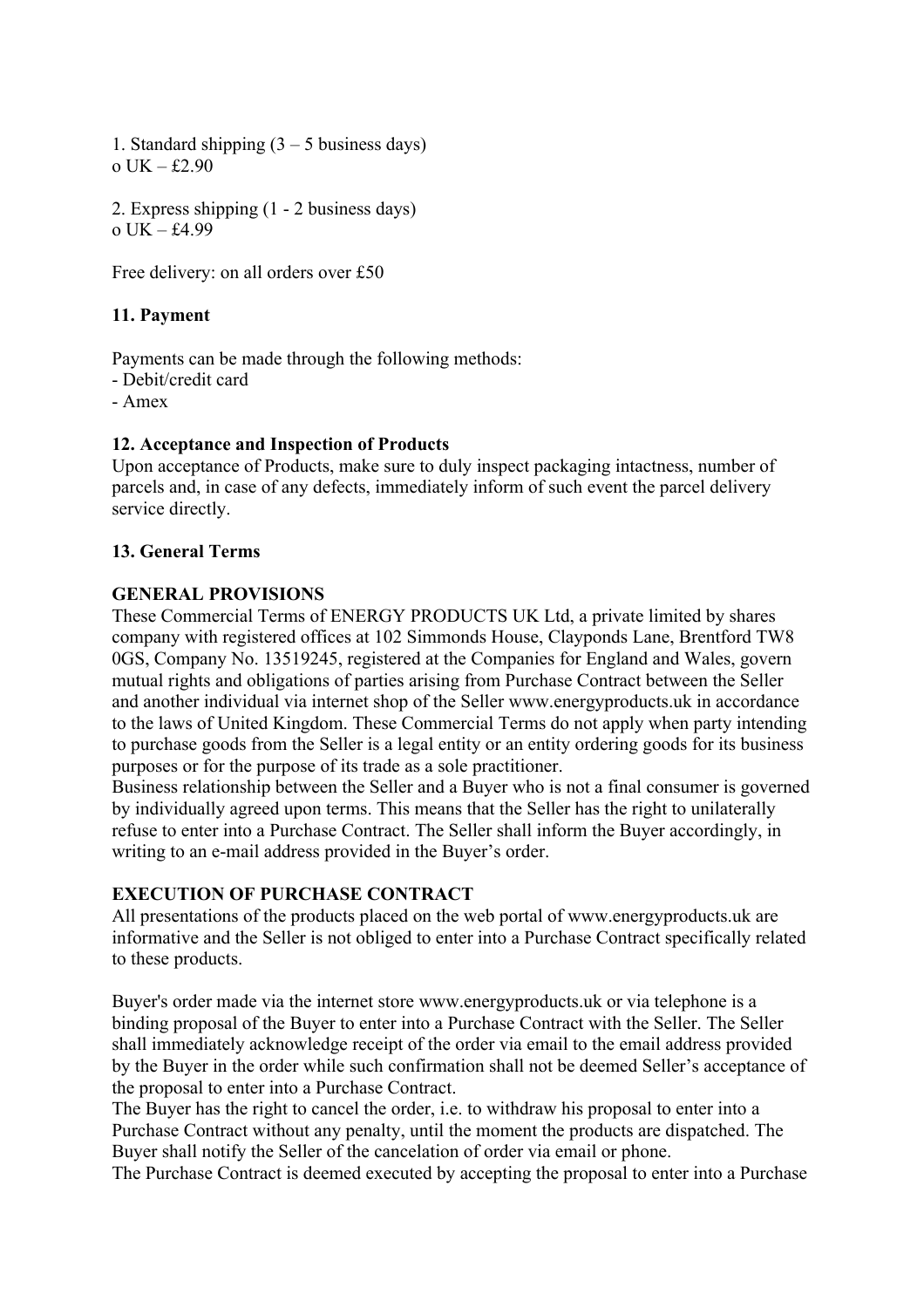1. Standard shipping (3 – 5 business days)
o UK – £2.90

2. Express shipping (1 - 2 business days)
o UK – £4.99

Free delivery: on all orders over £50

**11. Payment**

Payments can be made through the following methods:
- Debit/credit card
- Amex

**12. Acceptance and Inspection of Products**

Upon acceptance of Products, make sure to duly inspect packaging intactness, number of parcels and, in case of any defects, immediately inform of such event the parcel delivery service directly.

**13. General Terms**

**GENERAL PROVISIONS**

These Commercial Terms of ENERGY PRODUCTS UK Ltd, a private limited by shares company with registered offices at 102 Simmonds House, Clayponds Lane, Brentford TW8 0GS, Company No. 13519245, registered at the Companies for England and Wales, govern mutual rights and obligations of parties arising from Purchase Contract between the Seller and another individual via internet shop of the Seller www.energyproducts.uk in accordance to the laws of United Kingdom. These Commercial Terms do not apply when party intending to purchase goods from the Seller is a legal entity or an entity ordering goods for its business purposes or for the purpose of its trade as a sole practitioner.
Business relationship between the Seller and a Buyer who is not a final consumer is governed by individually agreed upon terms. This means that the Seller has the right to unilaterally refuse to enter into a Purchase Contract. The Seller shall inform the Buyer accordingly, in writing to an e-mail address provided in the Buyer's order.

**EXECUTION OF PURCHASE CONTRACT**

All presentations of the products placed on the web portal of www.energyproducts.uk are informative and the Seller is not obliged to enter into a Purchase Contract specifically related to these products.

Buyer's order made via the internet store www.energyproducts.uk or via telephone is a binding proposal of the Buyer to enter into a Purchase Contract with the Seller. The Seller shall immediately acknowledge receipt of the order via email to the email address provided by the Buyer in the order while such confirmation shall not be deemed Seller's acceptance of the proposal to enter into a Purchase Contract.
The Buyer has the right to cancel the order, i.e. to withdraw his proposal to enter into a Purchase Contract without any penalty, until the moment the products are dispatched. The Buyer shall notify the Seller of the cancelation of order via email or phone.
The Purchase Contract is deemed executed by accepting the proposal to enter into a Purchase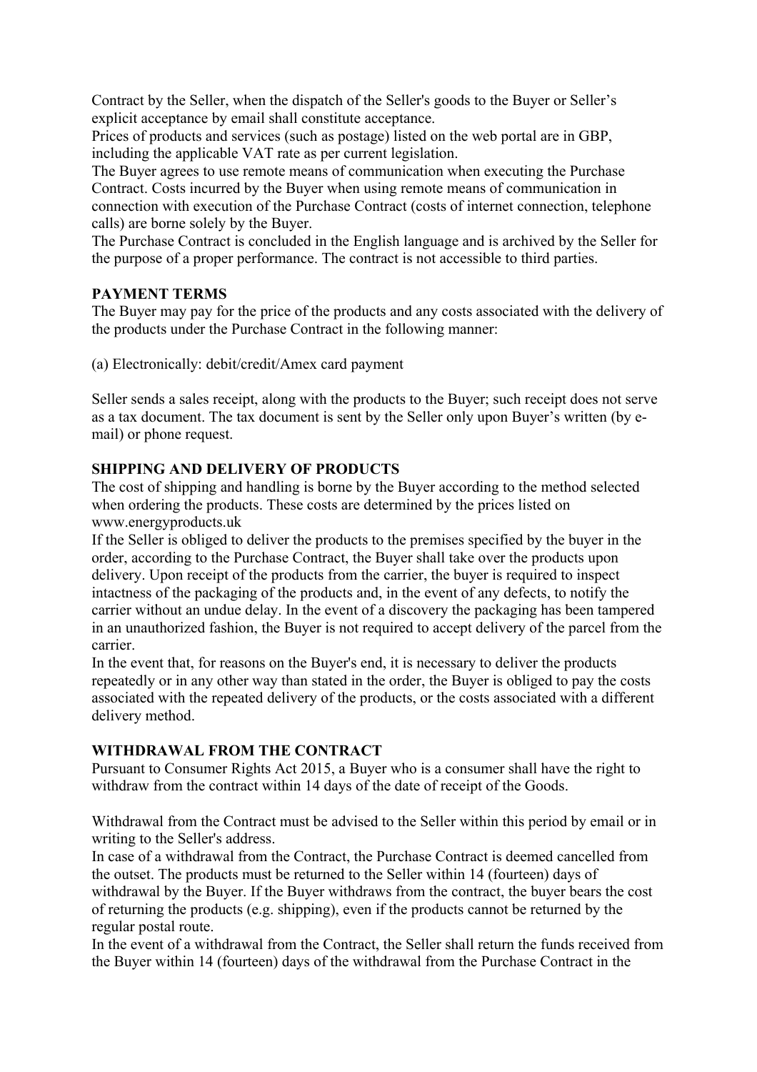Contract by the Seller, when the dispatch of the Seller's goods to the Buyer or Seller's explicit acceptance by email shall constitute acceptance.
Prices of products and services (such as postage) listed on the web portal are in GBP, including the applicable VAT rate as per current legislation.
The Buyer agrees to use remote means of communication when executing the Purchase Contract. Costs incurred by the Buyer when using remote means of communication in connection with execution of the Purchase Contract (costs of internet connection, telephone calls) are borne solely by the Buyer.
The Purchase Contract is concluded in the English language and is archived by the Seller for the purpose of a proper performance. The contract is not accessible to third parties.

**PAYMENT TERMS**
The Buyer may pay for the price of the products and any costs associated with the delivery of the products under the Purchase Contract in the following manner:

(a) Electronically: debit/credit/Amex card payment

Seller sends a sales receipt, along with the products to the Buyer; such receipt does not serve as a tax document. The tax document is sent by the Seller only upon Buyer's written (by e-mail) or phone request.

**SHIPPING AND DELIVERY OF PRODUCTS**
The cost of shipping and handling is borne by the Buyer according to the method selected when ordering the products. These costs are determined by the prices listed on www.energyproducts.uk
If the Seller is obliged to deliver the products to the premises specified by the buyer in the order, according to the Purchase Contract, the Buyer shall take over the products upon delivery. Upon receipt of the products from the carrier, the buyer is required to inspect intactness of the packaging of the products and, in the event of any defects, to notify the carrier without an undue delay. In the event of a discovery the packaging has been tampered in an unauthorized fashion, the Buyer is not required to accept delivery of the parcel from the carrier.
In the event that, for reasons on the Buyer's end, it is necessary to deliver the products repeatedly or in any other way than stated in the order, the Buyer is obliged to pay the costs associated with the repeated delivery of the products, or the costs associated with a different delivery method.

**WITHDRAWAL FROM THE CONTRACT**
Pursuant to Consumer Rights Act 2015, a Buyer who is a consumer shall have the right to withdraw from the contract within 14 days of the date of receipt of the Goods.

Withdrawal from the Contract must be advised to the Seller within this period by email or in writing to the Seller's address.
In case of a withdrawal from the Contract, the Purchase Contract is deemed cancelled from the outset. The products must be returned to the Seller within 14 (fourteen) days of withdrawal by the Buyer. If the Buyer withdraws from the contract, the buyer bears the cost of returning the products (e.g. shipping), even if the products cannot be returned by the regular postal route.
In the event of a withdrawal from the Contract, the Seller shall return the funds received from the Buyer within 14 (fourteen) days of the withdrawal from the Purchase Contract in the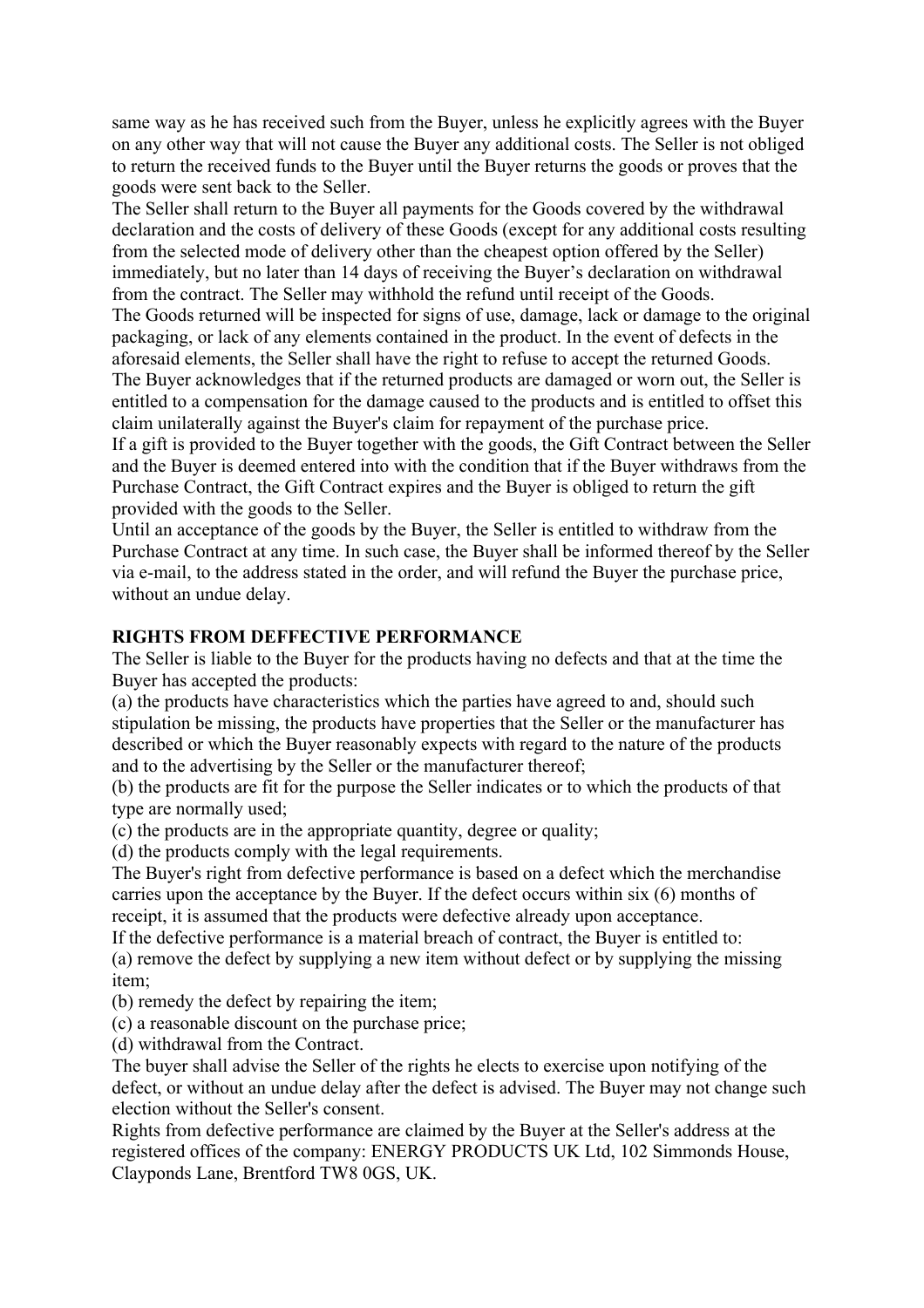same way as he has received such from the Buyer, unless he explicitly agrees with the Buyer on any other way that will not cause the Buyer any additional costs. The Seller is not obliged to return the received funds to the Buyer until the Buyer returns the goods or proves that the goods were sent back to the Seller.

The Seller shall return to the Buyer all payments for the Goods covered by the withdrawal declaration and the costs of delivery of these Goods (except for any additional costs resulting from the selected mode of delivery other than the cheapest option offered by the Seller) immediately, but no later than 14 days of receiving the Buyer's declaration on withdrawal from the contract. The Seller may withhold the refund until receipt of the Goods.

The Goods returned will be inspected for signs of use, damage, lack or damage to the original packaging, or lack of any elements contained in the product. In the event of defects in the aforesaid elements, the Seller shall have the right to refuse to accept the returned Goods.

The Buyer acknowledges that if the returned products are damaged or worn out, the Seller is entitled to a compensation for the damage caused to the products and is entitled to offset this claim unilaterally against the Buyer's claim for repayment of the purchase price.

If a gift is provided to the Buyer together with the goods, the Gift Contract between the Seller and the Buyer is deemed entered into with the condition that if the Buyer withdraws from the Purchase Contract, the Gift Contract expires and the Buyer is obliged to return the gift provided with the goods to the Seller.

Until an acceptance of the goods by the Buyer, the Seller is entitled to withdraw from the Purchase Contract at any time. In such case, the Buyer shall be informed thereof by the Seller via e-mail, to the address stated in the order, and will refund the Buyer the purchase price, without an undue delay.

**RIGHTS FROM DEFFECTIVE PERFORMANCE**

The Seller is liable to the Buyer for the products having no defects and that at the time the Buyer has accepted the products:

(a) the products have characteristics which the parties have agreed to and, should such stipulation be missing, the products have properties that the Seller or the manufacturer has described or which the Buyer reasonably expects with regard to the nature of the products and to the advertising by the Seller or the manufacturer thereof;

(b) the products are fit for the purpose the Seller indicates or to which the products of that type are normally used;

(c) the products are in the appropriate quantity, degree or quality;

(d) the products comply with the legal requirements.

The Buyer's right from defective performance is based on a defect which the merchandise carries upon the acceptance by the Buyer. If the defect occurs within six (6) months of receipt, it is assumed that the products were defective already upon acceptance.

If the defective performance is a material breach of contract, the Buyer is entitled to:

(a) remove the defect by supplying a new item without defect or by supplying the missing item;

(b) remedy the defect by repairing the item;

(c) a reasonable discount on the purchase price;

(d) withdrawal from the Contract.

The buyer shall advise the Seller of the rights he elects to exercise upon notifying of the defect, or without an undue delay after the defect is advised. The Buyer may not change such election without the Seller's consent.

Rights from defective performance are claimed by the Buyer at the Seller's address at the registered offices of the company: ENERGY PRODUCTS UK Ltd, 102 Simmonds House, Clayponds Lane, Brentford TW8 0GS, UK.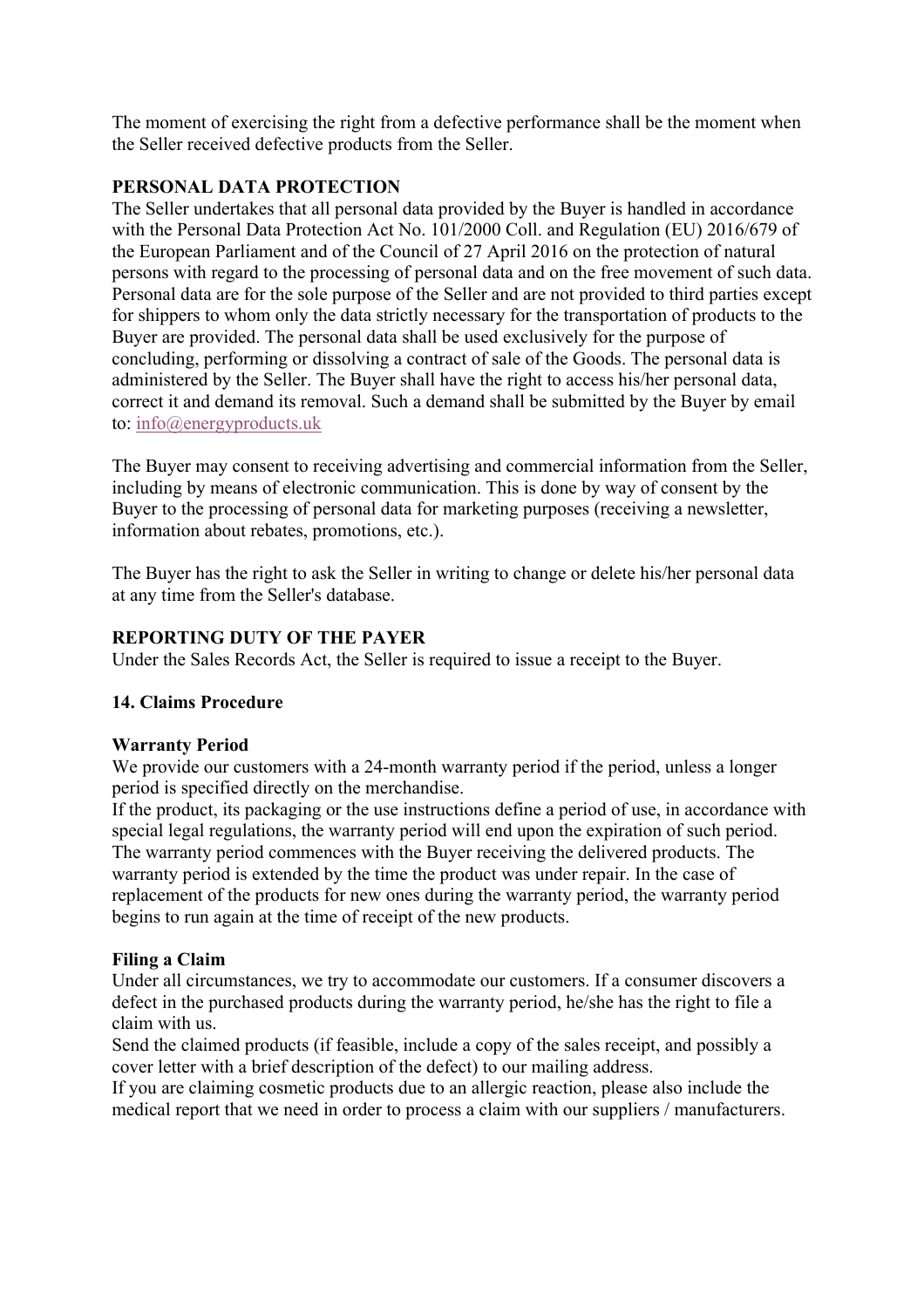The moment of exercising the right from a defective performance shall be the moment when the Seller received defective products from the Seller.

**PERSONAL DATA PROTECTION**

The Seller undertakes that all personal data provided by the Buyer is handled in accordance with the Personal Data Protection Act No. 101/2000 Coll. and Regulation (EU) 2016/679 of the European Parliament and of the Council of 27 April 2016 on the protection of natural persons with regard to the processing of personal data and on the free movement of such data. Personal data are for the sole purpose of the Seller and are not provided to third parties except for shippers to whom only the data strictly necessary for the transportation of products to the Buyer are provided. The personal data shall be used exclusively for the purpose of concluding, performing or dissolving a contract of sale of the Goods. The personal data is administered by the Seller. The Buyer shall have the right to access his/her personal data, correct it and demand its removal. Such a demand shall be submitted by the Buyer by email to: info@energyproducts.uk

The Buyer may consent to receiving advertising and commercial information from the Seller, including by means of electronic communication. This is done by way of consent by the Buyer to the processing of personal data for marketing purposes (receiving a newsletter, information about rebates, promotions, etc.).

The Buyer has the right to ask the Seller in writing to change or delete his/her personal data at any time from the Seller's database.

**REPORTING DUTY OF THE PAYER**

Under the Sales Records Act, the Seller is required to issue a receipt to the Buyer.

## 14. Claims Procedure

**Warranty Period**

We provide our customers with a 24-month warranty period if the period, unless a longer period is specified directly on the merchandise.
If the product, its packaging or the use instructions define a period of use, in accordance with special legal regulations, the warranty period will end upon the expiration of such period. The warranty period commences with the Buyer receiving the delivered products. The warranty period is extended by the time the product was under repair. In the case of replacement of the products for new ones during the warranty period, the warranty period begins to run again at the time of receipt of the new products.

**Filing a Claim**

Under all circumstances, we try to accommodate our customers. If a consumer discovers a defect in the purchased products during the warranty period, he/she has the right to file a claim with us.
Send the claimed products (if feasible, include a copy of the sales receipt, and possibly a cover letter with a brief description of the defect) to our mailing address.
If you are claiming cosmetic products due to an allergic reaction, please also include the medical report that we need in order to process a claim with our suppliers / manufacturers.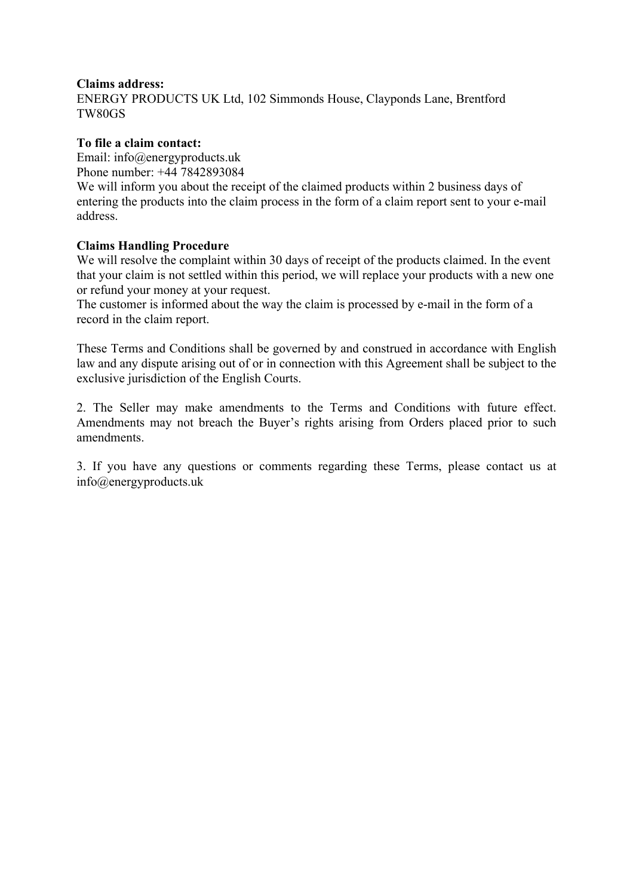**Claims address:**
ENERGY PRODUCTS UK Ltd, 102 Simmonds House, Clayponds Lane, Brentford TW80GS

**To file a claim contact:**
Email: info@energyproducts.uk
Phone number: +44 7842893084
We will inform you about the receipt of the claimed products within 2 business days of entering the products into the claim process in the form of a claim report sent to your e-mail address.

**Claims Handling Procedure**
We will resolve the complaint within 30 days of receipt of the products claimed. In the event that your claim is not settled within this period, we will replace your products with a new one or refund your money at your request.
The customer is informed about the way the claim is processed by e-mail in the form of a record in the claim report.

These Terms and Conditions shall be governed by and construed in accordance with English law and any dispute arising out of or in connection with this Agreement shall be subject to the exclusive jurisdiction of the English Courts.

2. The Seller may make amendments to the Terms and Conditions with future effect. Amendments may not breach the Buyer's rights arising from Orders placed prior to such amendments.

3. If you have any questions or comments regarding these Terms, please contact us at info@energyproducts.uk